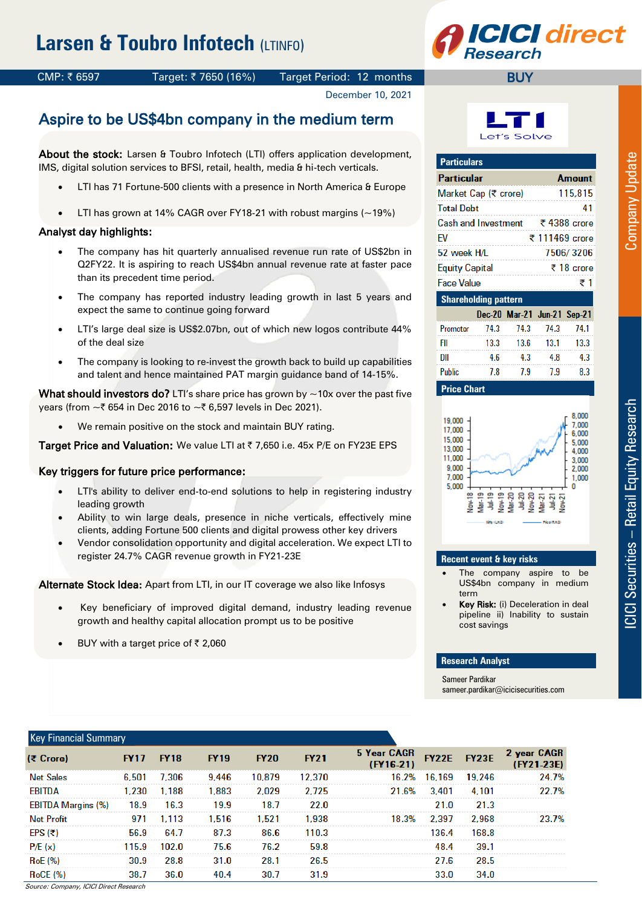# Larsen & Toubro Infotech (LTINFO)

CMP: ₹ 6597 | Target: ₹ 7650 (16%) | Target Period: 12 months | **BUY**

December 10, 2021

## Aspire to be US$4bn company in the medium term

**About the stock:** Larsen & Toubro Infotech (LTI) offers application development, IMS, digital solution services to BFSI, retail, health, media & hi-tech verticals.

- LTI has 71 Fortune-500 clients with a presence in North America & Europe
- LTI has grown at 14% CAGR over FY18-21 with robust margins (~19%)

**Analyst day highlights:**

- The company has hit quarterly annualised revenue run rate of US$2bn in Q2FY22. It is aspiring to reach US$4bn annual revenue rate at faster pace than its precedent time period.
- The company has reported industry leading growth in last 5 years and expect the same to continue going forward
- LTI's large deal size is US$2.07bn, out of which new logos contribute 44% of the deal size
- The company is looking to re-invest the growth back to build up capabilities and talent and hence maintained PAT margin guidance band of 14-15%.

**What should investors do?** LTI's share price has grown by ~10x over the past five years (from ~₹ 654 in Dec 2016 to ~₹ 6,597 levels in Dec 2021).

- We remain positive on the stock and maintain BUY rating.

**Target Price and Valuation:** We value LTI at ₹ 7,650 i.e. 45x P/E on FY23E EPS

**Key triggers for future price performance:**

- LTI's ability to deliver end-to-end solutions to help in registering industry leading growth
- Ability to win large deals, presence in niche verticals, effectively mine clients, adding Fortune 500 clients and digital prowess other key drivers
- Vendor consolidation opportunity and digital acceleration. We expect LTI to register 24.7% CAGR revenue growth in FY21-23E

**Alternate Stock Idea:** Apart from LTI, in our IT coverage we also like Infosys

- Key beneficiary of improved digital demand, industry leading revenue growth and healthy capital allocation prompt us to be positive
- BUY with a target price of ₹ 2,060

### Particulars

| Particular | Amount |
|---|---|
| Market Cap (₹ crore) | 115,815 |
| Total Debt | 41 |
| Cash and Investment | ₹ 4388 crore |
| EV | ₹ 111469 crore |
| 52 week H/L | 7506/ 3206 |
| Equity Capital | ₹ 18 crore |
| Face Value | ₹ 1 |

### Shareholding pattern

| | Dec-20 | Mar-21 | Jun-21 | Sep-21 |
|---|---|---|---|---|
| Promotor | 74.3 | 74.3 | 74.3 | 74.1 |
| FII | 13.3 | 13.6 | 13.1 | 13.3 |
| DII | 4.6 | 4.3 | 4.8 | 4.3 |
| Public | 7.8 | 7.9 | 7.9 | 8.3 |

### Price Chart

### Recent event & key risks

- The company aspire to be US$4bn company in medium term
- **Key Risk:** (i) Deceleration in deal pipeline ii) Inability to sustain cost savings

### Research Analyst

Sameer Pardikar
sameer.pardikar@icicisecurities.com

### Key Financial Summary

| (₹ Crore) | FY17 | FY18 | FY19 | FY20 | FY21 | 5 Year CAGR (FY16-21) | FY22E | FY23E | 2 year CAGR (FY21-23E) |
|---|---|---|---|---|---|---|---|---|---|
| Net Sales | 6,501 | 7,306 | 9,446 | 10,879 | 12,370 | 16.2% | 16,169 | 19,246 | 24.7% |
| EBITDA | 1,230 | 1,188 | 1,883 | 2,029 | 2,725 | 21.6% | 3,401 | 4,101 | 22.7% |
| EBITDA Margins (%) | 18.9 | 16.3 | 19.9 | 18.7 | 22.0 | | 21.0 | 21.3 | |
| Net Profit | 971 | 1,113 | 1,516 | 1,521 | 1,938 | 18.3% | 2,397 | 2,968 | 23.7% |
| EPS (₹) | 56.9 | 64.7 | 87.3 | 86.6 | 110.3 | | 136.4 | 168.8 | |
| P/E (x) | 115.9 | 102.0 | 75.6 | 76.2 | 59.8 | | 48.4 | 39.1 | |
| RoE (%) | 30.9 | 28.8 | 31.0 | 28.1 | 26.5 | | 27.6 | 28.5 | |
| RoCE (%) | 38.7 | 36.0 | 40.4 | 30.7 | 31.9 | | 33.0 | 34.0 | |

Source: Company, ICICI Direct Research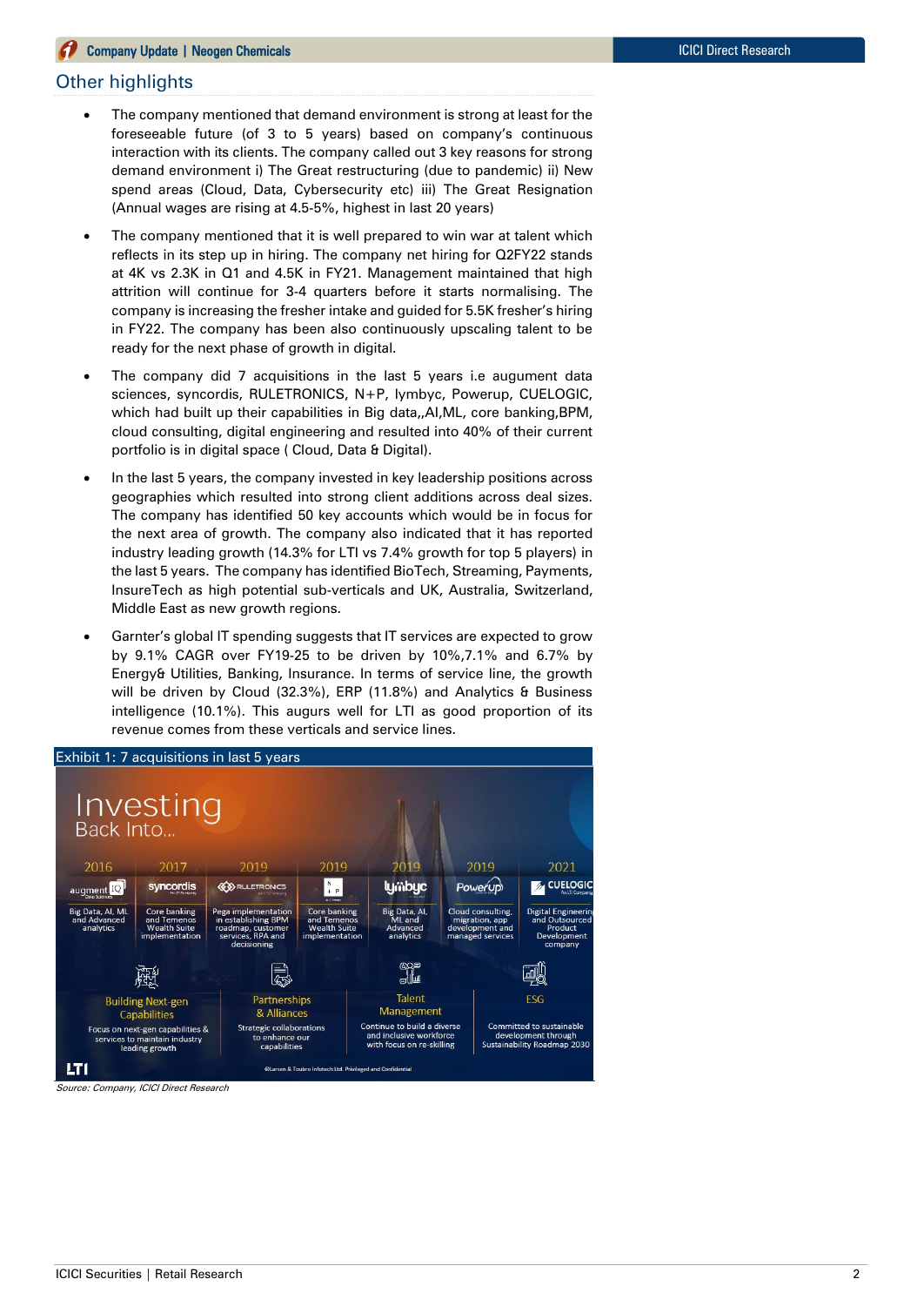## Other highlights

- The company mentioned that demand environment is strong at least for the foreseeable future (of 3 to 5 years) based on company's continuous interaction with its clients. The company called out 3 key reasons for strong demand environment i) The Great restructuring (due to pandemic) ii) New spend areas (Cloud, Data, Cybersecurity etc) iii) The Great Resignation (Annual wages are rising at 4.5-5%, highest in last 20 years)
- The company mentioned that it is well prepared to win war at talent which reflects in its step up in hiring. The company net hiring for Q2FY22 stands at 4K vs 2.3K in Q1 and 4.5K in FY21. Management maintained that high attrition will continue for 3-4 quarters before it starts normalising. The company is increasing the fresher intake and guided for 5.5K fresher's hiring in FY22. The company has been also continuously upscaling talent to be ready for the next phase of growth in digital.
- The company did 7 acquisitions in the last 5 years i.e augument data sciences, syncordis, RULETRONICS, N+P, lymbyc, Powerup, CUELOGIC, which had built up their capabilities in Big data,,AI,ML, core banking,BPM, cloud consulting, digital engineering and resulted into 40% of their current portfolio is in digital space ( Cloud, Data & Digital).
- In the last 5 years, the company invested in key leadership positions across geographies which resulted into strong client additions across deal sizes. The company has identified 50 key accounts which would be in focus for the next area of growth. The company also indicated that it has reported industry leading growth (14.3% for LTI vs 7.4% growth for top 5 players) in the last 5 years. The company has identified BioTech, Streaming, Payments, InsureTech as high potential sub-verticals and UK, Australia, Switzerland, Middle East as new growth regions.
- Garnter's global IT spending suggests that IT services are expected to grow by 9.1% CAGR over FY19-25 to be driven by 10%,7.1% and 6.7% by Energy& Utilities, Banking, Insurance. In terms of service line, the growth will be driven by Cloud (32.3%), ERP (11.8%) and Analytics & Business intelligence (10.1%). This augurs well for LTI as good proportion of its revenue comes from these verticals and service lines.

Exhibit 1: 7 acquisitions in last 5 years

Investing
Back Into...

| 2016 | 2017 | 2019 | 2019 | 2019 | 2019 | 2021 |
|---|---|---|---|---|---|---|
| augment | syncordis | RULETRONICS | N+P | lymbyc | PowerUp | CUELOGIC |
| Big Data, AI, ML and Advanced analytics | Core banking and Temenos Wealth Suite implementation | Pega implementation in establishing BPM roadmap, customer services, RPA and decisioning | Core banking and Temenos Wealth Suite implementation | Big Data, AI, ML and Advanced analytics | Cloud consulting, migration, app development and managed services | Digital Engineering and Outsourced Product Development company |

**Building Next-gen Capabilities** – Focus on next-gen capabilities & services to maintain industry leading growth

**Partnerships & Alliances** – Strategic collaborations to enhance our capabilities

**Talent Management** – Continue to build a diverse and inclusive workforce with focus on re-skilling

**ESG** – Committed to sustainable development through Sustainability Roadmap 2030

LTI

©Larsen & Toubro Infotech Ltd. Privileged and Confidential

*Source: Company, ICICI Direct Research*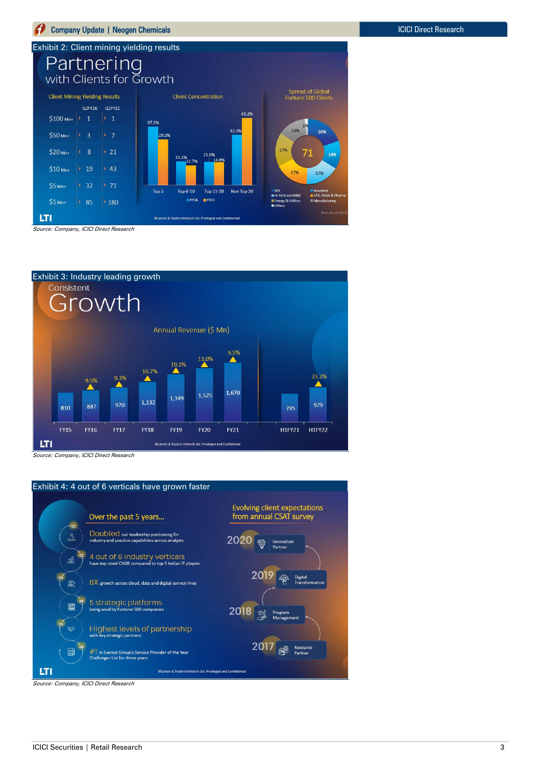Exhibit 2: Client mining yielding results

# Partnering with Clients for Growth

**Client Mining Yielding Results**

|  | Q2FY16 | Q2FY22 |
|---|---|---|
| $100 Mn+ | 1 | 1 |
| $50 Mn+ | 3 | 7 |
| $20 Mn+ | 8 | 21 |
| $10 Mn+ | 19 | 43 |
| $5 Mn+ | 32 | 71 |
| $1 Mn+ | 85 | 180 |

**Client Concentration**

|  | FY16 | FY21 |
|---|---|---|
| Top 5 | 37.5% | 29.3% |
| Top 6-10 | 15.2% | 12.7% |
| Top 11-20 | 15.0% | 14.9% |
| Non Top 20 | 32.3% | 43.2% |

**Spread of Global Fortune 500 Clients**

71

BFS 20%, Insurance 14%, Hi-Tech and M&E 17%, CPG, Retail & Pharma 17%, Energy & Utilities 17%, Manufacturing 14%, Others 1%

Note: As of H1FY22

©Larsen & Toubro Infotech Ltd. Privileged and Confidential

*Source: Company, ICICI Direct Research*

Exhibit 3: Industry leading growth

# Consistent Growth

**Annual Revenue ($ Mn)**

| | FY15 | FY16 | FY17 | FY18 | FY19 | FY20 | FY21 | H1FY21 | H1FY22 |
|---|---|---|---|---|---|---|---|---|---|
| Revenue | 810 | 887 | 970 | 1,132 | 1,349 | 1,525 | 1,670 | 795 | 979 |
| Growth | | 9.5% | 9.3% | 16.7% | 19.1% | 13.0% | 9.5% | | 23.2% |

©Larsen & Toubro Infotech Ltd. Privileged and Confidential

*Source: Company, ICICI Direct Research*

Exhibit 4: 4 out of 6 verticals have grown faster

**Over the past 5 years...**

01. Doubled our leadership positioning for industry and practice capabilities across analysts
02. 4 out of 6 industry verticals have top rated CAGR compared to top 5 Indian IT players
03. 8X growth across cloud, data and digital service lines
04. 5 strategic platforms being used by Fortune 500 companies
05. Highest levels of partnership with key strategic partners
06. #1 in Everest Group's Service Provider of the Year Challenger List for three years

**Evolving client expectations from annual CSAT survey**

- 2017 – Resource Partner
- 2018 – Program Management
- 2019 – Digital Transformation
- 2020 – Innovation Partner

©Larsen & Toubro Infotech Ltd. Privileged and Confidential

*Source: Company, ICICI Direct Research*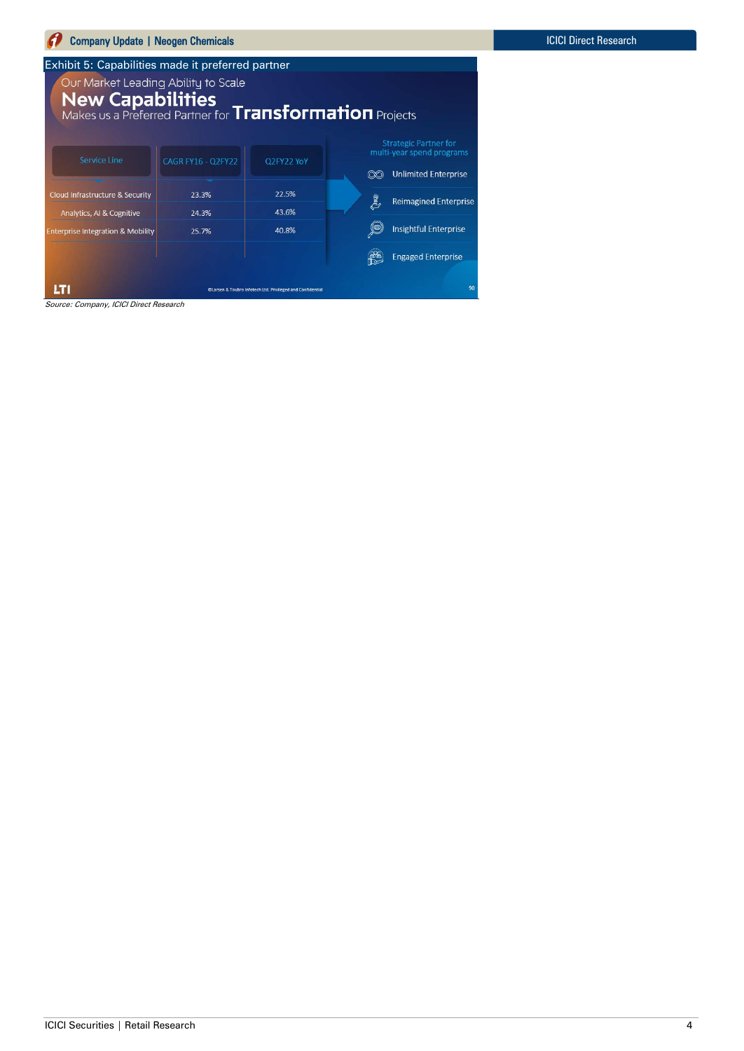Exhibit 5: Capabilities made it preferred partner

Our Market Leading Ability to Scale

## New Capabilities

Makes us a Preferred Partner for **Transformation** Projects

| Service Line | CAGR FY16 - Q2FY22 | Q2FY22 YoY |
|---|---|---|
| Cloud Infrastructure & Security | 23.3% | 22.5% |
| Analytics, AI & Cognitive | 24.3% | 43.6% |
| Enterprise Integration & Mobility | 25.7% | 40.8% |

Strategic Partner for multi-year spend programs

- Unlimited Enterprise
- Reimagined Enterprise
- Insightful Enterprise
- Engaged Enterprise

LTI

©Larsen & Toubro Infotech Ltd. Privileged and Confidential

90

*Source: Company, ICICI Direct Research*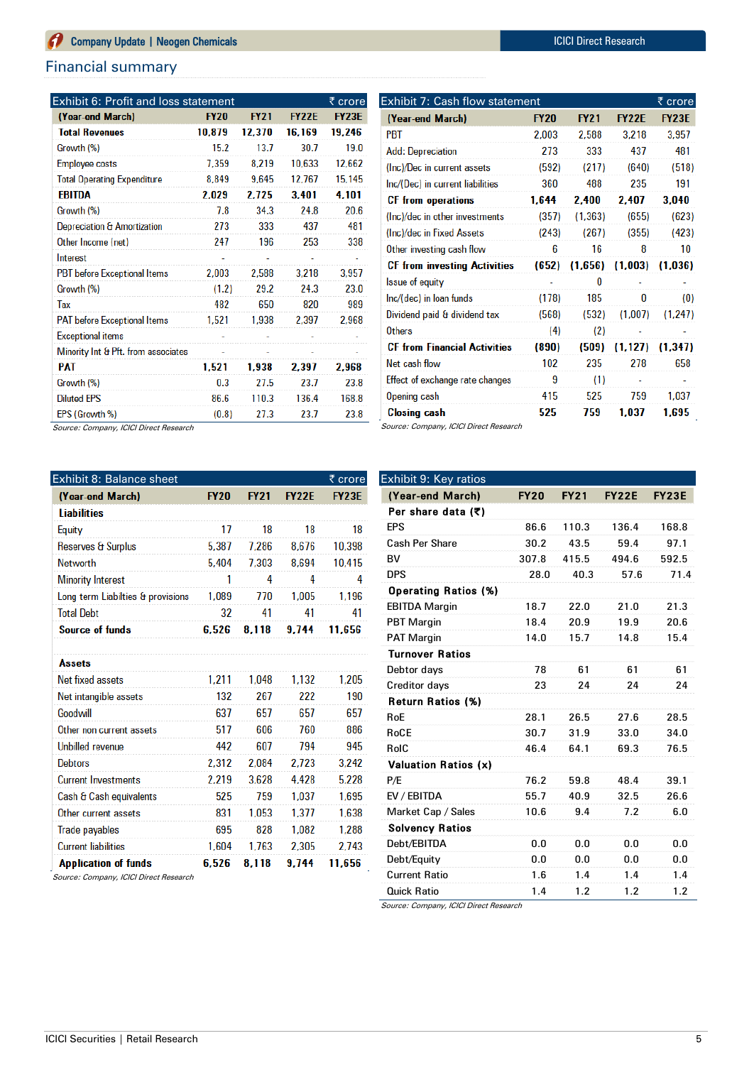## Financial summary

**Exhibit 6: Profit and loss statement** (₹ crore)

| (Year-end March) | FY20 | FY21 | FY22E | FY23E |
|---|---|---|---|---|
| **Total Revenues** | **10,879** | **12,370** | **16,169** | **19,246** |
| Growth (%) | 15.2 | 13.7 | 30.7 | 19.0 |
| Employee costs | 7,359 | 8,219 | 10,633 | 12,662 |
| Total Operating Expenditure | 8,849 | 9,645 | 12,767 | 15,145 |
| **EBITDA** | **2,029** | **2,725** | **3,401** | **4,101** |
| Growth (%) | 7.8 | 34.3 | 24.8 | 20.6 |
| Depreciation & Amortization | 273 | 333 | 437 | 481 |
| Other Income (net) | 247 | 196 | 253 | 338 |
| Interest | - | - | - | - |
| PBT before Exceptional Items | 2,003 | 2,588 | 3,218 | 3,957 |
| Growth (%) | (1.2) | 29.2 | 24.3 | 23.0 |
| Tax | 482 | 650 | 820 | 989 |
| PAT before Exceptional Items | 1,521 | 1,938 | 2,397 | 2,968 |
| Exceptional items | - | - | - | - |
| Minority Int & Pft. from associates | - | - | - | - |
| **PAT** | **1,521** | **1,938** | **2,397** | **2,968** |
| Growth (%) | 0.3 | 27.5 | 23.7 | 23.8 |
| Diluted EPS | 86.6 | 110.3 | 136.4 | 168.8 |
| EPS (Growth %) | (0.8) | 27.3 | 23.7 | 23.8 |

*Source: Company, ICICI Direct Research*

**Exhibit 7: Cash flow statement** (₹ crore)

| (Year-end March) | FY20 | FY21 | FY22E | FY23E |
|---|---|---|---|---|
| PBT | 2,003 | 2,588 | 3,218 | 3,957 |
| Add: Depreciation | 273 | 333 | 437 | 481 |
| (Inc)/Dec in current assets | (592) | (217) | (640) | (518) |
| Inc/(Dec) in current liabilities | 360 | 488 | 235 | 191 |
| **CF from operations** | **1,644** | **2,400** | **2,407** | **3,040** |
| (Inc)/dec in other investments | (357) | (1,363) | (655) | (623) |
| (Inc)/dec in Fixed Assets | (243) | (267) | (355) | (423) |
| Other investing cash flow | 6 | 16 | 8 | 10 |
| **CF from investing Activities** | **(652)** | **(1,656)** | **(1,003)** | **(1,036)** |
| Issue of equity | - | 0 | - | - |
| Inc/(dec) in loan funds | (178) | 185 | 0 | (0) |
| Dividend paid & dividend tax | (568) | (532) | (1,007) | (1,247) |
| Others | (4) | (2) | - | - |
| **CF from Financial Activities** | **(890)** | **(509)** | **(1,127)** | **(1,347)** |
| Net cash flow | 102 | 235 | 278 | 658 |
| Effect of exchange rate changes | 9 | (1) | - | - |
| Opening cash | 415 | 525 | 759 | 1,037 |
| **Closing cash** | **525** | **759** | **1,037** | **1,695** |

*Source: Company, ICICI Direct Research*

**Exhibit 8: Balance sheet** (₹ crore)

| (Year-end March) | FY20 | FY21 | FY22E | FY23E |
|---|---|---|---|---|
| **Liabilities** | | | | |
| Equity | 17 | 18 | 18 | 18 |
| Reserves & Surplus | 5,387 | 7,286 | 8,676 | 10,398 |
| Networth | 5,404 | 7,303 | 8,694 | 10,415 |
| Minority Interest | 1 | 4 | 4 | 4 |
| Long term Liabilties & provisions | 1,089 | 770 | 1,005 | 1,196 |
| Total Debt | 32 | 41 | 41 | 41 |
| **Source of funds** | **6,526** | **8,118** | **9,744** | **11,656** |
| **Assets** | | | | |
| Net fixed assets | 1,211 | 1,048 | 1,132 | 1,205 |
| Net intangible assets | 132 | 267 | 222 | 190 |
| Goodwill | 637 | 657 | 657 | 657 |
| Other non current assets | 517 | 606 | 760 | 866 |
| Unbilled revenue | 442 | 607 | 794 | 945 |
| Debtors | 2,312 | 2,084 | 2,723 | 3,242 |
| Current Investments | 2,219 | 3,628 | 4,428 | 5,228 |
| Cash & Cash equivalents | 525 | 759 | 1,037 | 1,695 |
| Other current assets | 831 | 1,053 | 1,377 | 1,638 |
| Trade payables | 695 | 828 | 1,082 | 1,288 |
| Current liabilities | 1,604 | 1,763 | 2,305 | 2,743 |
| **Application of funds** | **6,526** | **8,118** | **9,744** | **11,656** |

*Source: Company, ICICI Direct Research*

**Exhibit 9: Key ratios**

| (Year-end March) | FY20 | FY21 | FY22E | FY23E |
|---|---|---|---|---|
| **Per share data (₹)** | | | | |
| EPS | 86.6 | 110.3 | 136.4 | 168.8 |
| Cash Per Share | 30.2 | 43.5 | 59.4 | 97.1 |
| BV | 307.8 | 415.5 | 494.6 | 592.5 |
| DPS | 28.0 | 40.3 | 57.6 | 71.4 |
| **Operating Ratios (%)** | | | | |
| EBITDA Margin | 18.7 | 22.0 | 21.0 | 21.3 |
| PBT Margin | 18.4 | 20.9 | 19.9 | 20.6 |
| PAT Margin | 14.0 | 15.7 | 14.8 | 15.4 |
| **Turnover Ratios** | | | | |
| Debtor days | 78 | 61 | 61 | 61 |
| Creditor days | 23 | 24 | 24 | 24 |
| **Return Ratios (%)** | | | | |
| RoE | 28.1 | 26.5 | 27.6 | 28.5 |
| RoCE | 30.7 | 31.9 | 33.0 | 34.0 |
| RoIC | 46.4 | 64.1 | 69.3 | 76.5 |
| **Valuation Ratios (x)** | | | | |
| P/E | 76.2 | 59.8 | 48.4 | 39.1 |
| EV / EBITDA | 55.7 | 40.9 | 32.5 | 26.6 |
| Market Cap / Sales | 10.6 | 9.4 | 7.2 | 6.0 |
| **Solvency Ratios** | | | | |
| Debt/EBITDA | 0.0 | 0.0 | 0.0 | 0.0 |
| Debt/Equity | 0.0 | 0.0 | 0.0 | 0.0 |
| Current Ratio | 1.6 | 1.4 | 1.4 | 1.4 |
| Quick Ratio | 1.4 | 1.2 | 1.2 | 1.2 |

*Source: Company, ICICI Direct Research*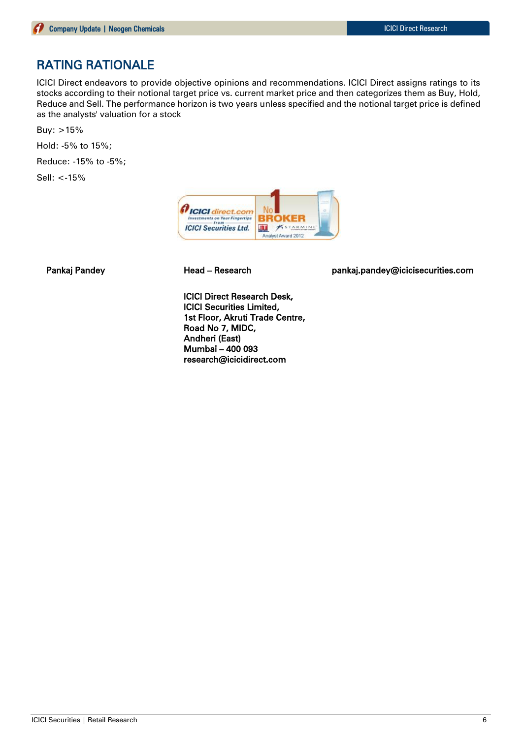## RATING RATIONALE

ICICI Direct endeavors to provide objective opinions and recommendations. ICICI Direct assigns ratings to its stocks according to their notional target price vs. current market price and then categorizes them as Buy, Hold, Reduce and Sell. The performance horizon is two years unless specified and the notional target price is defined as the analysts' valuation for a stock

Buy: >15%

Hold: -5% to 15%;

Reduce: -15% to -5%;

Sell: <-15%

| Pankaj Pandey | Head – Research | pankaj.pandey@icicisecurities.com |
|---|---|---|

**ICICI Direct Research Desk,**
**ICICI Securities Limited,**
**1st Floor, Akruti Trade Centre,**
**Road No 7, MIDC,**
**Andheri (East)**
**Mumbai – 400 093**
**research@icicidirect.com**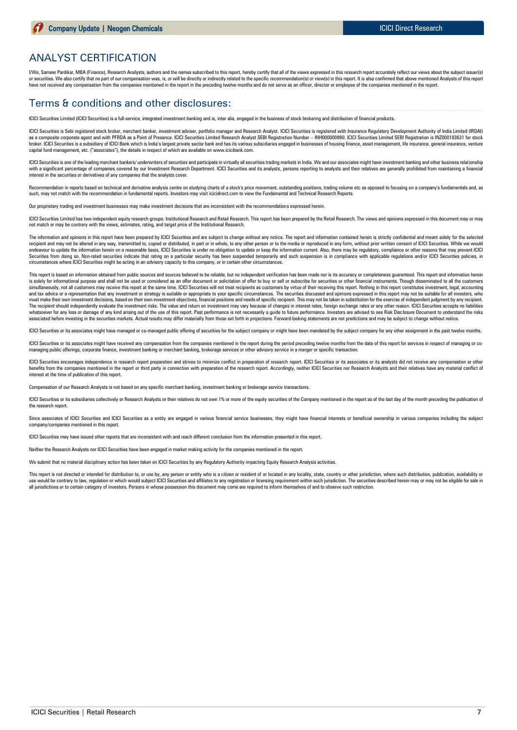## ANALYST CERTIFICATION

I/We, Sameer Pardikar, MBA (Finance), Research Analysts, authors and the names subscribed to this report, hereby certify that all of the views expressed in this research report accurately reflect our views about the subject issuer(s) or securities. We also certify that no part of our compensation was, is, or will be directly or indirectly related to the specific recommendation(s) or view(s) in this report. It is also confirmed that above mentioned Analysts of this report have not received any compensation from the companies mentioned in the report in the preceding twelve months and do not serve as an officer, director or employee of the companies mentioned in the report.

## Terms & conditions and other disclosures:

ICICI Securities Limited (ICICI Securities) is a full-service, integrated investment banking and is, inter alia, engaged in the business of stock brokering and distribution of financial products.

ICICI Securities is Sebi registered stock broker, merchant banker, investment adviser, portfolio manager and Research Analyst. ICICI Securities is registered with Insurance Regulatory Development Authority of India Limited (IRDAI) as a composite corporate agent and with PFRDA as a Point of Presence. ICICI Securities Limited Research Analyst SEBI Registration Number – INH000000990. ICICI Securities Limited SEBI Registration is INZ000183631 for stock broker. ICICI Securities is a subsidiary of ICICI Bank which is India's largest private sector bank and has its various subsidiaries engaged in businesses of housing finance, asset management, life insurance, general insurance, venture capital fund management, etc. ("associates"), the details in respect of which are available on www.icicibank.com.

ICICI Securities is one of the leading merchant bankers/ underwriters of securities and participate in virtually all securities trading markets in India. We and our associates might have investment banking and other business relationship with a significant percentage of companies covered by our Investment Research Department. ICICI Securities and its analysts, persons reporting to analysts and their relatives are generally prohibited from maintaining a financial interest in the securities or derivatives of any companies that the analysts cover.

Recommendation in reports based on technical and derivative analysis centre on studying charts of a stock's price movement, outstanding positions, trading volume etc as opposed to focusing on a company's fundamentals and, as such, may not match with the recommendation in fundamental reports. Investors may visit icicidirect.com to view the Fundamental and Technical Research Reports.

Our proprietary trading and investment businesses may make investment decisions that are inconsistent with the recommendations expressed herein.

ICICI Securities Limited has two independent equity research groups: Institutional Research and Retail Research. This report has been prepared by the Retail Research. The views and opinions expressed in this document may or may not match or may be contrary with the views, estimates, rating, and target price of the Institutional Research.

The information and opinions in this report have been prepared by ICICI Securities and are subject to change without any notice. The report and information contained herein is strictly confidential and meant solely for the selected recipient and may not be altered in any way, transmitted to, copied or distributed, in part or in whole, to any other person or to the media or reproduced in any form, without prior written consent of ICICI Securities. While we would endeavour to update the information herein on a reasonable basis, ICICI Securities is under no obligation to update or keep the information current. Also, there may be regulatory, compliance or other reasons that may prevent ICICI Securities from doing so. Non-rated securities indicate that rating on a particular security has been suspended temporarily and such suspension is in compliance with applicable regulations and/or ICICI Securities policies, in circumstances where ICICI Securities might be acting in an advisory capacity to this company, or in certain other circumstances.

This report is based on information obtained from public sources and sources believed to be reliable, but no independent verification has been made nor is its accuracy or completeness guaranteed. This report and information herein is solely for informational purpose and shall not be used or considered as an offer document or solicitation of offer to buy or sell or subscribe for securities or other financial instruments. Though disseminated to all the customers simultaneously, not all customers may receive this report at the same time. ICICI Securities will not treat recipients as customers by virtue of their receiving this report. Nothing in this report constitutes investment, legal, accounting and tax advice or a representation that any investment or strategy is suitable or appropriate to your specific circumstances. The securities discussed and opinions expressed in this report may not be suitable for all investors, who must make their own investment decisions, based on their own investment objectives, financial positions and needs of specific recipient. This may not be taken in substitution for the exercise of independent judgment by any recipient. The recipient should independently evaluate the investment risks. The value and return on investment may vary because of changes in interest rates, foreign exchange rates or any other reason. ICICI Securities accepts no liabilities whatsoever for any loss or damage of any kind arising out of the use of this report. Past performance is not necessarily a guide to future performance. Investors are advised to see Risk Disclosure Document to understand the risks associated before investing in the securities markets. Actual results may differ materially from those set forth in projections. Forward-looking statements are not predictions and may be subject to change without notice.

ICICI Securities or its associates might have managed or co-managed public offering of securities for the subject company or might have been mandated by the subject company for any other assignment in the past twelve months.

ICICI Securities or its associates might have received any compensation from the companies mentioned in the report during the period preceding twelve months from the date of this report for services in respect of managing or co-managing public offerings, corporate finance, investment banking or merchant banking, brokerage services or other advisory service in a merger or specific transaction.

ICICI Securities encourages independence in research report preparation and strives to minimize conflict in preparation of research report. ICICI Securities or its associates or its analysts did not receive any compensation or other benefits from the companies mentioned in the report or third party in connection with preparation of the research report. Accordingly, neither ICICI Securities nor Research Analysts and their relatives have any material conflict of interest at the time of publication of this report.

Compensation of our Research Analysts is not based on any specific merchant banking, investment banking or brokerage service transactions.

ICICI Securities or its subsidiaries collectively or Research Analysts or their relatives do not own 1% or more of the equity securities of the Company mentioned in the report as of the last day of the month preceding the publication of the research report.

Since associates of ICICI Securities and ICICI Securities as a entity are engaged in various financial service businesses, they might have financial interests or beneficial ownership in various companies including the subject company/companies mentioned in this report.

ICICI Securities may have issued other reports that are inconsistent with and reach different conclusion from the information presented in this report.

Neither the Research Analysts nor ICICI Securities have been engaged in market making activity for the companies mentioned in the report.

We submit that no material disciplinary action has been taken on ICICI Securities by any Regulatory Authority impacting Equity Research Analysis activities.

This report is not directed or intended for distribution to, or use by, any person or entity who is a citizen or resident of or located in any locality, state, country or other jurisdiction, where such distribution, publication, availability or use would be contrary to law, regulation or which would subject ICICI Securities and affiliates to any registration or licensing requirement within such jurisdiction. The securities described herein may or may not be eligible for sale in all jurisdictions or to certain category of investors. Persons in whose possession this document may come are required to inform themselves of and to observe such restriction.